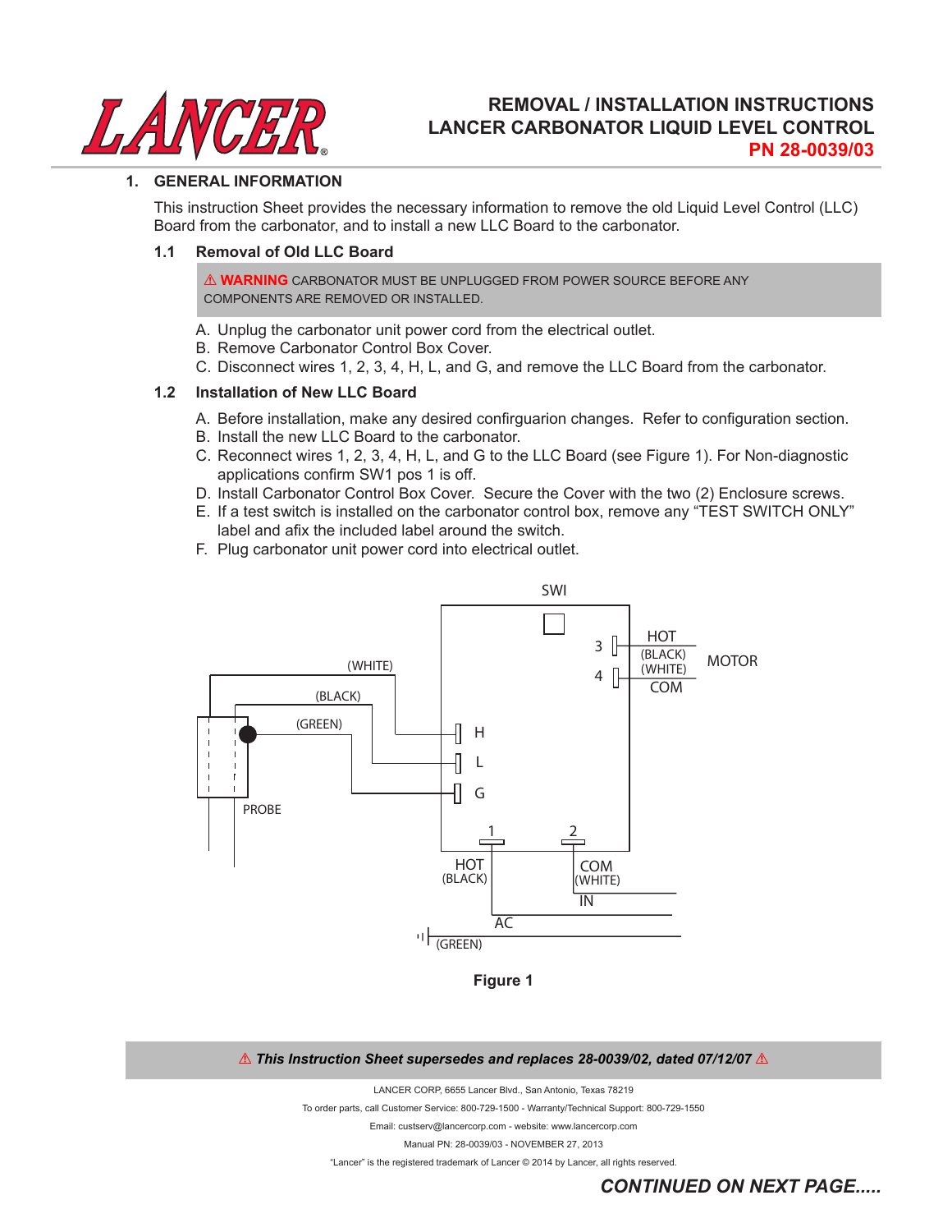# REMOVAL / INSTALLATION INSTRUCTIONS
# LANCER CARBONATOR LIQUID LEVEL CONTROL
## PN 28-0039/03

## 1. GENERAL INFORMATION

This instruction Sheet provides the necessary information to remove the old Liquid Level Control (LLC) Board from the carbonator, and to install a new LLC Board to the carbonator.

### 1.1 Removal of Old LLC Board

> ⚠ **WARNING** CARBONATOR MUST BE UNPLUGGED FROM POWER SOURCE BEFORE ANY COMPONENTS ARE REMOVED OR INSTALLED.

A. Unplug the carbonator unit power cord from the electrical outlet.
B. Remove Carbonator Control Box Cover.
C. Disconnect wires 1, 2, 3, 4, H, L, and G, and remove the LLC Board from the carbonator.

### 1.2 Installation of New LLC Board

A. Before installation, make any desired confirguarion changes. Refer to configuration section.
B. Install the new LLC Board to the carbonator.
C. Reconnect wires 1, 2, 3, 4, H, L, and G to the LLC Board (see Figure 1). For Non-diagnostic applications confirm SW1 pos 1 is off.
D. Install Carbonator Control Box Cover. Secure the Cover with the two (2) Enclosure screws.
E. If a test switch is installed on the carbonator control box, remove any "TEST SWITCH ONLY" label and afix the included label around the switch.
F. Plug carbonator unit power cord into electrical outlet.

**Figure 1**

> ⚠ ***This Instruction Sheet supersedes and replaces 28-0039/02, dated 07/12/07*** ⚠

LANCER CORP, 6655 Lancer Blvd., San Antonio, Texas 78219

To order parts, call Customer Service: 800-729-1500 - Warranty/Technical Support: 800-729-1550

Email: custserv@lancercorp.com - website: www.lancercorp.com

Manual PN: 28-0039/03 - NOVEMBER 27, 2013

"Lancer" is the registered trademark of Lancer © 2014 by Lancer, all rights reserved.

***CONTINUED ON NEXT PAGE.....***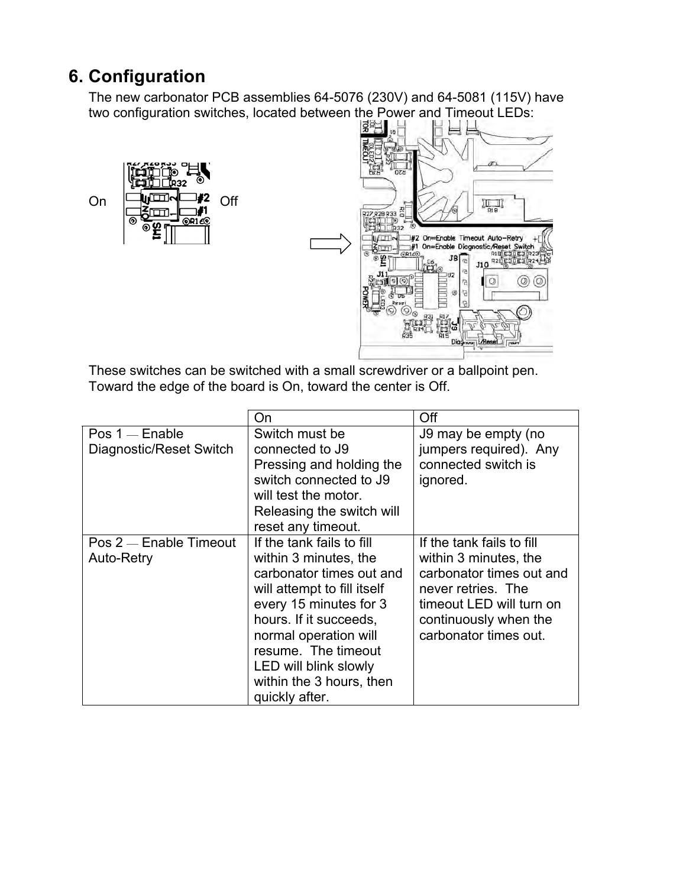## 6. Configuration

The new carbonator PCB assemblies 64-5076 (230V) and 64-5081 (115V) have two configuration switches, located between the Power and Timeout LEDs:

These switches can be switched with a small screwdriver or a ballpoint pen. Toward the edge of the board is On, toward the center is Off.

| | On | Off |
|---|---|---|
| Pos 1 — Enable Diagnostic/Reset Switch | Switch must be connected to J9 Pressing and holding the switch connected to J9 will test the motor. Releasing the switch will reset any timeout. | J9 may be empty (no jumpers required). Any connected switch is ignored. |
| Pos 2 — Enable Timeout Auto-Retry | If the tank fails to fill within 3 minutes, the carbonator times out and will attempt to fill itself every 15 minutes for 3 hours. If it succeeds, normal operation will resume. The timeout LED will blink slowly within the 3 hours, then quickly after. | If the tank fails to fill within 3 minutes, the carbonator times out and never retries. The timeout LED will turn on continuously when the carbonator times out. |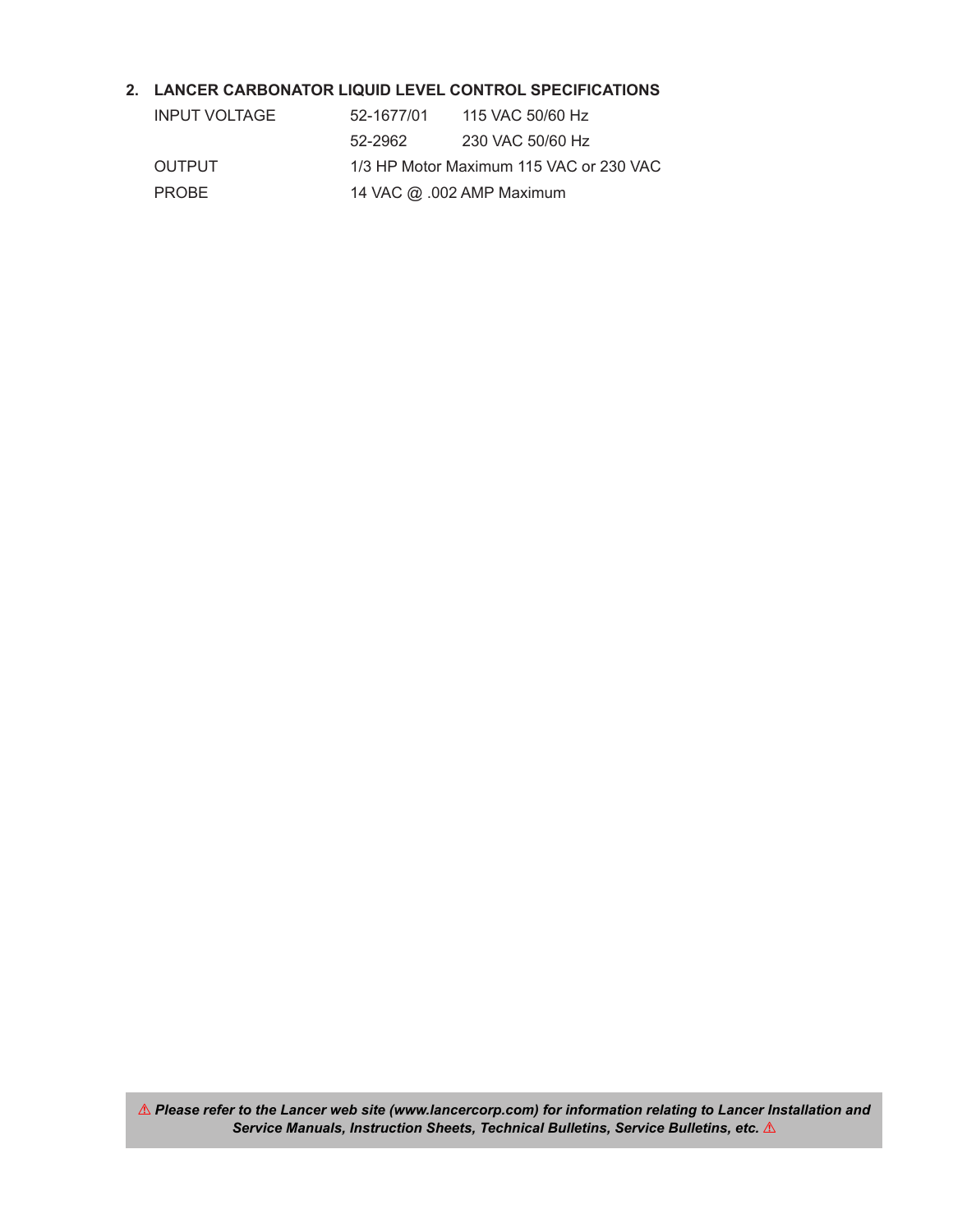## 2. LANCER CARBONATOR LIQUID LEVEL CONTROL SPECIFICATIONS

| | | |
|---|---|---|
| INPUT VOLTAGE | 52-1677/01 | 115 VAC 50/60 Hz |
| | 52-2962 | 230 VAC 50/60 Hz |
| OUTPUT | 1/3 HP Motor Maximum 115 VAC or 230 VAC | |
| PROBE | 14 VAC @ .002 AMP Maximum | |

⚠ ***Please refer to the Lancer web site (www.lancercorp.com) for information relating to Lancer Installation and Service Manuals, Instruction Sheets, Technical Bulletins, Service Bulletins, etc.*** ⚠